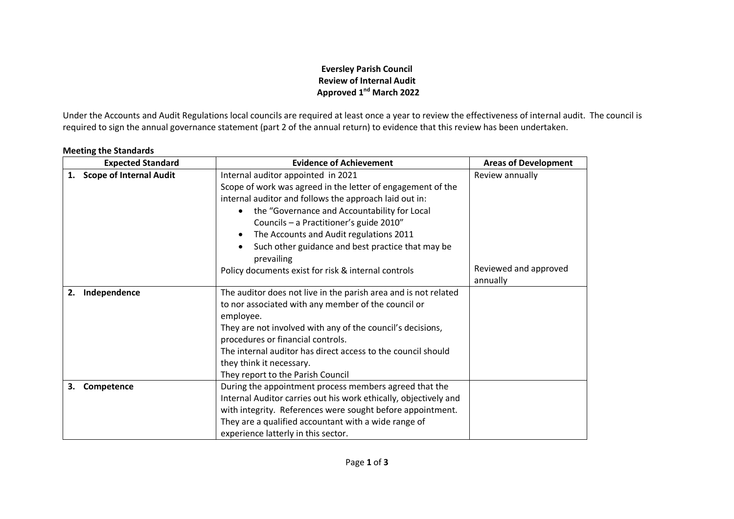# Eversley Parish Council
## Review of Internal Audit
### Approved 1st March 2022

Under the Accounts and Audit Regulations local councils are required at least once a year to review the effectiveness of internal audit. The council is required to sign the annual governance statement (part 2 of the annual return) to evidence that this review has been undertaken.

**Meeting the Standards**

| Expected Standard | Evidence of Achievement | Areas of Development |
|---|---|---|
| **1. Scope of Internal Audit** | Internal auditor appointed in 2021<br>Scope of work was agreed in the letter of engagement of the internal auditor and follows the approach laid out in:<br>• the "Governance and Accountability for Local Councils – a Practitioner's guide 2010"<br>• The Accounts and Audit regulations 2011<br>• Such other guidance and best practice that may be prevailing | Review annually |
| | Policy documents exist for risk & internal controls | Reviewed and approved annually |
| **2. Independence** | The auditor does not live in the parish area and is not related to nor associated with any member of the council or employee.<br>They are not involved with any of the council's decisions, procedures or financial controls.<br>The internal auditor has direct access to the council should they think it necessary.<br>They report to the Parish Council | |
| **3. Competence** | During the appointment process members agreed that the Internal Auditor carries out his work ethically, objectively and with integrity. References were sought before appointment.<br>They are a qualified accountant with a wide range of experience latterly in this sector. | |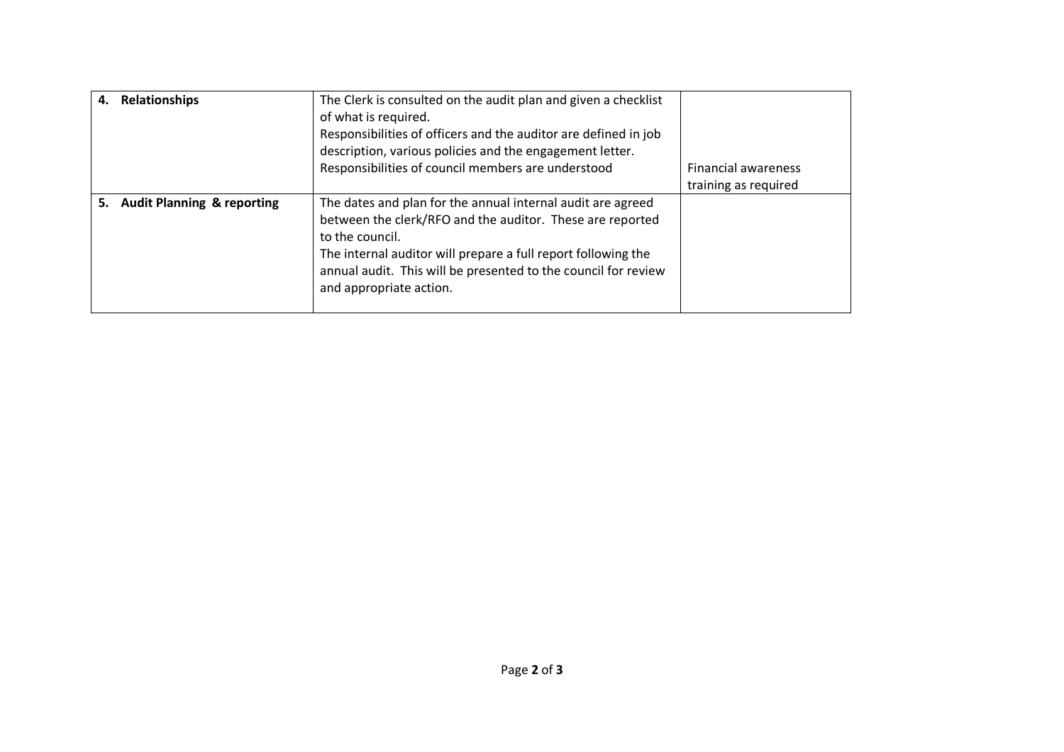| **4. Relationships** | The Clerk is consulted on the audit plan and given a checklist of what is required.<br>Responsibilities of officers and the auditor are defined in job description, various policies and the engagement letter.<br>Responsibilities of council members are understood | Financial awareness training as required |
|---|---|---|
| **5. Audit Planning & reporting** | The dates and plan for the annual internal audit are agreed between the clerk/RFO and the auditor. These are reported to the council.<br>The internal auditor will prepare a full report following the annual audit. This will be presented to the council for review and appropriate action. | |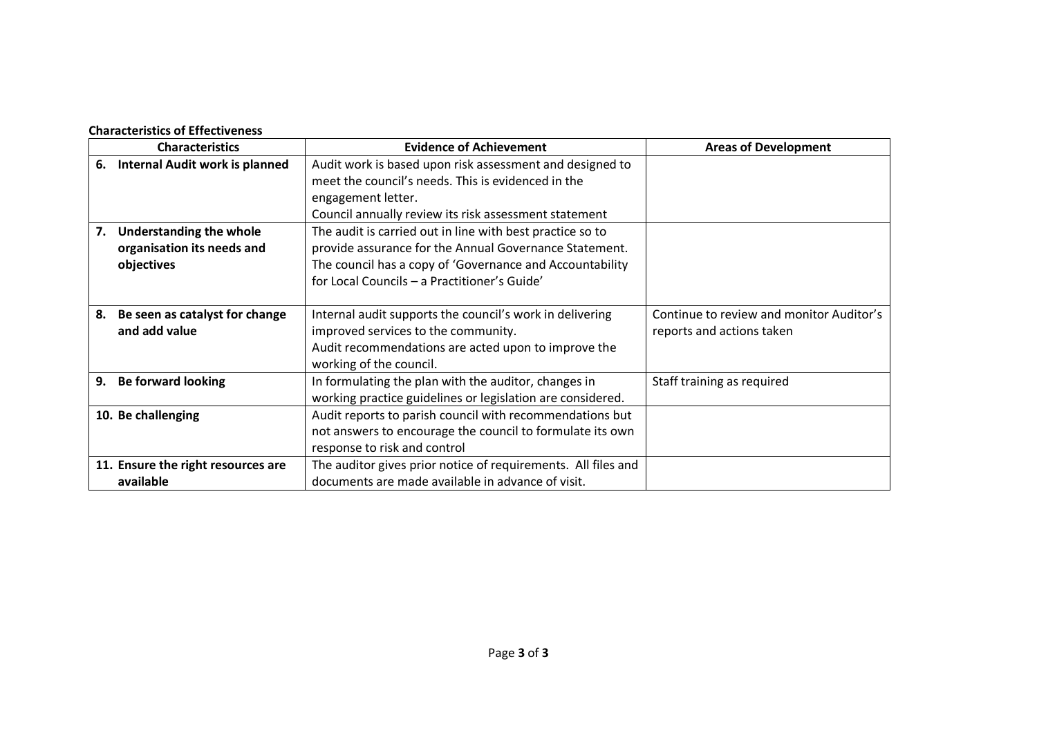**Characteristics of Effectiveness**

| Characteristics | Evidence of Achievement | Areas of Development |
|---|---|---|
| **6. Internal Audit work is planned** | Audit work is based upon risk assessment and designed to meet the council's needs. This is evidenced in the engagement letter.<br>Council annually review its risk assessment statement | |
| **7. Understanding the whole organisation its needs and objectives** | The audit is carried out in line with best practice so to provide assurance for the Annual Governance Statement. The council has a copy of 'Governance and Accountability for Local Councils – a Practitioner's Guide' | |
| **8. Be seen as catalyst for change and add value** | Internal audit supports the council's work in delivering improved services to the community.<br>Audit recommendations are acted upon to improve the working of the council. | Continue to review and monitor Auditor's reports and actions taken |
| **9. Be forward looking** | In formulating the plan with the auditor, changes in working practice guidelines or legislation are considered. | Staff training as required |
| **10. Be challenging** | Audit reports to parish council with recommendations but not answers to encourage the council to formulate its own response to risk and control | |
| **11. Ensure the right resources are available** | The auditor gives prior notice of requirements. All files and documents are made available in advance of visit. | |